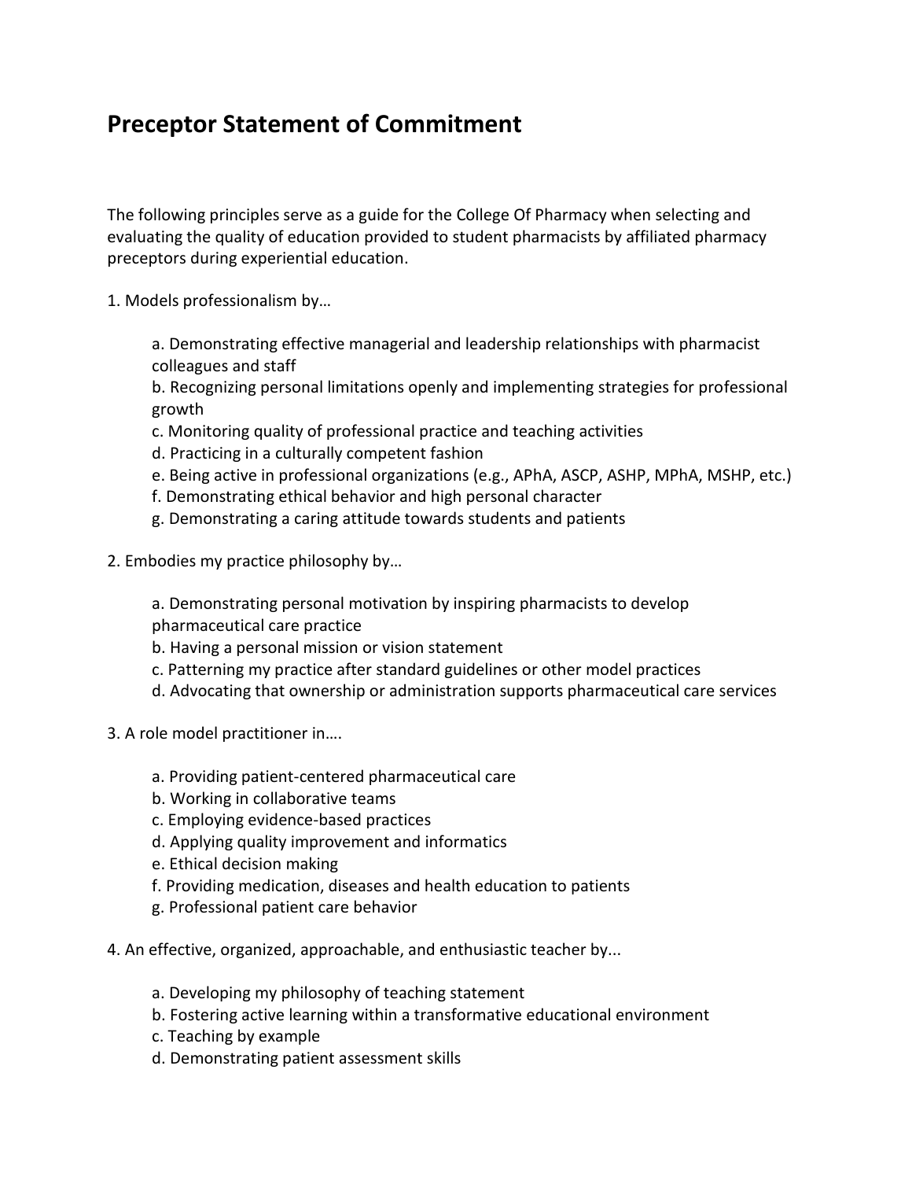# Preceptor Statement of Commitment

The following principles serve as a guide for the College Of Pharmacy when selecting and evaluating the quality of education provided to student pharmacists by affiliated pharmacy preceptors during experiential education.

1. Models professionalism by…

    a. Demonstrating effective managerial and leadership relationships with pharmacist colleagues and staff
    b. Recognizing personal limitations openly and implementing strategies for professional growth
    c. Monitoring quality of professional practice and teaching activities
    d. Practicing in a culturally competent fashion
    e. Being active in professional organizations (e.g., APhA, ASCP, ASHP, MPhA, MSHP, etc.)
    f. Demonstrating ethical behavior and high personal character
    g. Demonstrating a caring attitude towards students and patients

2. Embodies my practice philosophy by…

    a. Demonstrating personal motivation by inspiring pharmacists to develop pharmaceutical care practice
    b. Having a personal mission or vision statement
    c. Patterning my practice after standard guidelines or other model practices
    d. Advocating that ownership or administration supports pharmaceutical care services

3. A role model practitioner in….

    a. Providing patient-centered pharmaceutical care
    b. Working in collaborative teams
    c. Employing evidence-based practices
    d. Applying quality improvement and informatics
    e. Ethical decision making
    f. Providing medication, diseases and health education to patients
    g. Professional patient care behavior

4. An effective, organized, approachable, and enthusiastic teacher by...

    a. Developing my philosophy of teaching statement
    b. Fostering active learning within a transformative educational environment
    c. Teaching by example
    d. Demonstrating patient assessment skills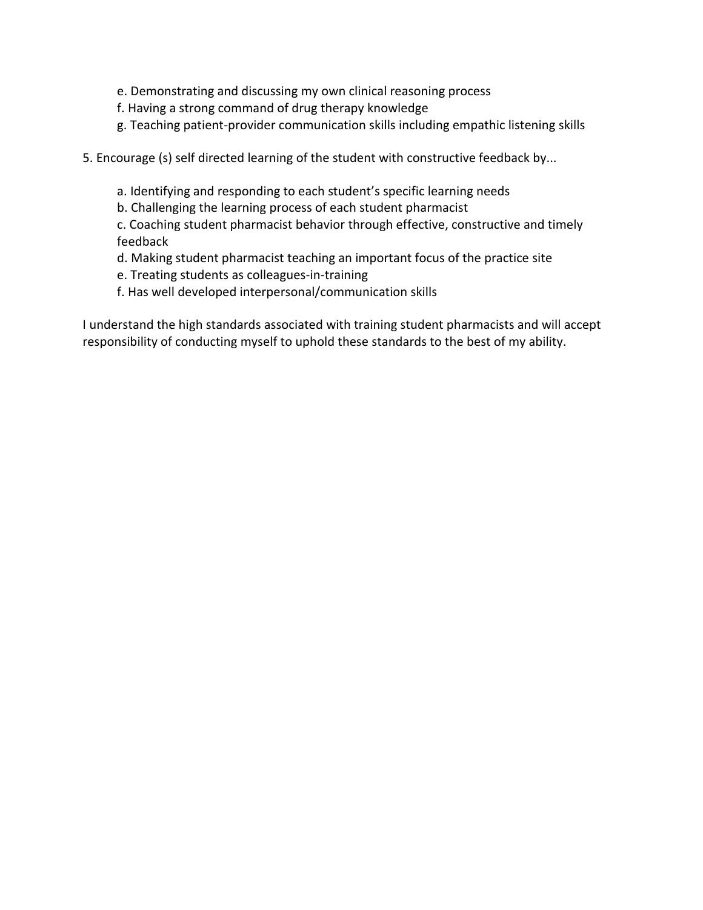e. Demonstrating and discussing my own clinical reasoning process
f. Having a strong command of drug therapy knowledge
g. Teaching patient-provider communication skills including empathic listening skills

5. Encourage (s) self directed learning of the student with constructive feedback by...

a. Identifying and responding to each student's specific learning needs
b. Challenging the learning process of each student pharmacist
c. Coaching student pharmacist behavior through effective, constructive and timely feedback
d. Making student pharmacist teaching an important focus of the practice site
e. Treating students as colleagues-in-training
f. Has well developed interpersonal/communication skills

I understand the high standards associated with training student pharmacists and will accept responsibility of conducting myself to uphold these standards to the best of my ability.